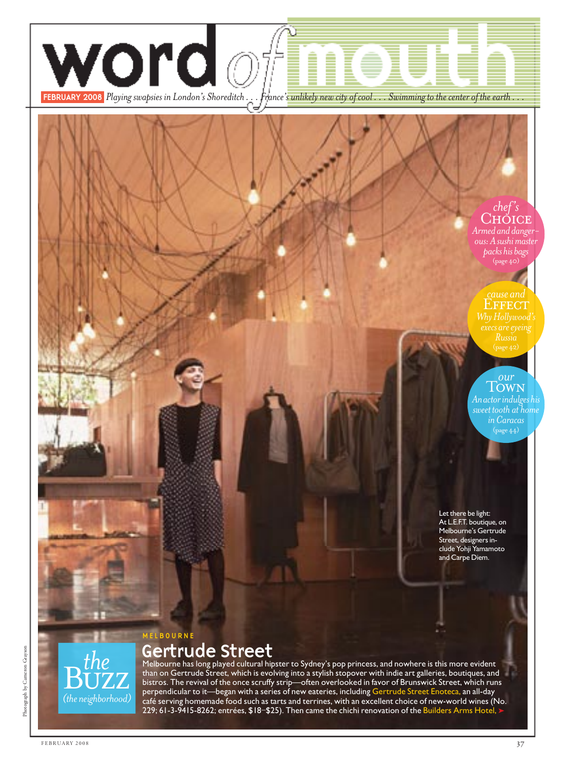# word of mouth

**FEBRUARY 2008** *Playing swapsies in London's Shoreditch . . . France's unlikely new city of cool . . . Swimming to the center of the earth . . .*

*chef's* **CHOICE** *Armed and dangerous: A sushi master packs his bags* (page 40)

*cause and* **EFFECT** *Why Hollywood's execs are eyeing Russia* (page 42)

*our* **TOWN** *An actor indulges his sweet tooth at home in Caracas* (page 44)

Let there be light: At L.E.F.T. boutique, on Melbourne's Gertrude Street, designers include Yohji Yamamoto and Carpe Diem.

Photograph by Cameron Grayson

*the* **BUZZ** *(the neighborhood)*

MELBOURNE

## Gertrude Street

Melbourne has long played cultural hipster to Sydney's pop princess, and nowhere is this more evident than on Gertrude Street, which is evolving into a stylish stopover with indie art galleries, boutiques, and bistros. The revival of the once scruffy strip—often overlooked in favor of Brunswick Street, which runs perpendicular to it—began with a series of new eateries, including Gertrude Street Enoteca, an all-day café serving homemade food such as tarts and terrines, with an excellent choice of new-world wines (No. 229; 61-3-9415-8262; entrées, $18–$25). Then came the chichi renovation of the Builders Arms Hotel, ➤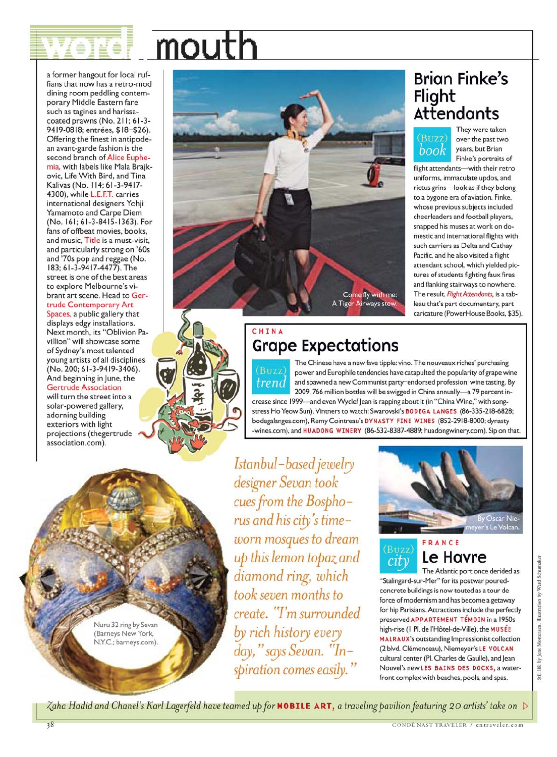# word of mouth

a former hangout for local ruffians that now has a retro-mod dining room peddling contemporary Middle Eastern fare such as tagines and harissa-coated prawns (No. 211; 61-3-9419-0818; entrées, $18–$26). Offering the finest in antipodean avant-garde fashion is the second branch of Alice Euphemia, with labels like Mala Brajkovic, Life With Bird, and Tina Kalivas (No. 114; 61-3-9417-4300), while L.E.F.T. carries international designers Yohji Yamamoto and Carpe Diem (No. 161; 61-3-8415-1363). For fans of offbeat movies, books, and music, Title is a must-visit, and particularly strong on '60s and '70s pop and reggae (No. 183; 61-3-9417-4477). The street is one of the best areas to explore Melbourne's vibrant art scene. Head to Gertrude Contemporary Art Spaces, a public gallery that displays edgy installations. Next month, its "Oblivion Pavillion" will showcase some of Sydney's most talented young artists of all disciplines (No. 200; 61-3-9419-3406). And beginning in June, the Gertrude Association will turn the street into a solar-powered gallery, adorning building exteriors with light projections (thegertrude association.com).

Come fly with me: A Tiger Airways stew.

## Brian Finke's Flight Attendants

(Buzz) *book*

They were taken over the past two years, but Brian Finke's portraits of flight attendants—with their retro uniforms, immaculate updos, and rictus grins—look as if they belong to a bygone era of aviation. Finke, whose previous subjects included cheerleaders and football players, snapped his muses at work on domestic and international flights with such carriers as Delta and Cathay Pacific, and he also visited a flight attendant school, which yielded pictures of students fighting faux fires and flanking stairways to nowhere. The result, *Flight Attendants*, is a tableau that's part documentary, part caricature (PowerHouse Books, $35).

CHINA

## Grape Expectations

(Buzz) *trend*

The Chinese have a new fave tipple: vino. The nouveaux riches' purchasing power and Europhile tendencies have catapulted the popularity of grape wine and spawned a new Communist party–endorsed profession: wine tasting. By 2009, 766 million bottles will be swigged in China annually—a 79 percent increase since 1999—and even Wyclef Jean is rapping about it (in "China Wine," with songstress Ho Yeow Sun). Vintners to watch: Swarovski's **BODEGA LANGES** (86-335-218-6828; bodegalanges.com), Remy Cointreau's **DYNASTY FINE WINES** (852-2918-8000; dynasty-wines.com), and **HUADONG WINERY** (86-532-8387-4889; huadongwinery.com). Sip on that.

*Istanbul-based jewelry designer Sevan took cues from the Bosphorus and his city's time-worn mosques to dream up this lemon topaz and diamond ring, which took seven months to create. "I'm surrounded by rich history every day," says Sevan. "Inspiration comes easily."*

Nuru 32 ring by Sevan (Barneys New York, N.Y.C.; barneys.com).

By Oscar Niemeyer's Le Volcan.

FRANCE

## Le Havre

(Buzz) *city*

The Atlantic port once derided as "Stalingard-sur-Mer" for its postwar poured-concrete buildings is now touted as a tour de force of modernism and has become a getaway for hip Parisians. Attractions include the perfectly preserved **APPARTEMENT TÉMOIN** in a 1950s high-rise (1 Pl. de l'Hôtel-de-Ville), the **MUSÉE MALRAUX**'s outstanding Impressionist collection (2 blvd. Clémenceau), Niemeyer's **LE VOLCAN** cultural center (Pl. Charles de Gaulle), and Jean Nouvel's new **LES BAINS DES DOCKS**, a waterfront complex with beaches, pools, and spas.

*Zaha Hadid and Chanel's Karl Lagerfeld have teamed up for* **MOBILE ART**, *a traveling pavilion featuring 20 artists' take on* ▷

Still life by Jens Mortensen. Illustration by Ward Schumaker